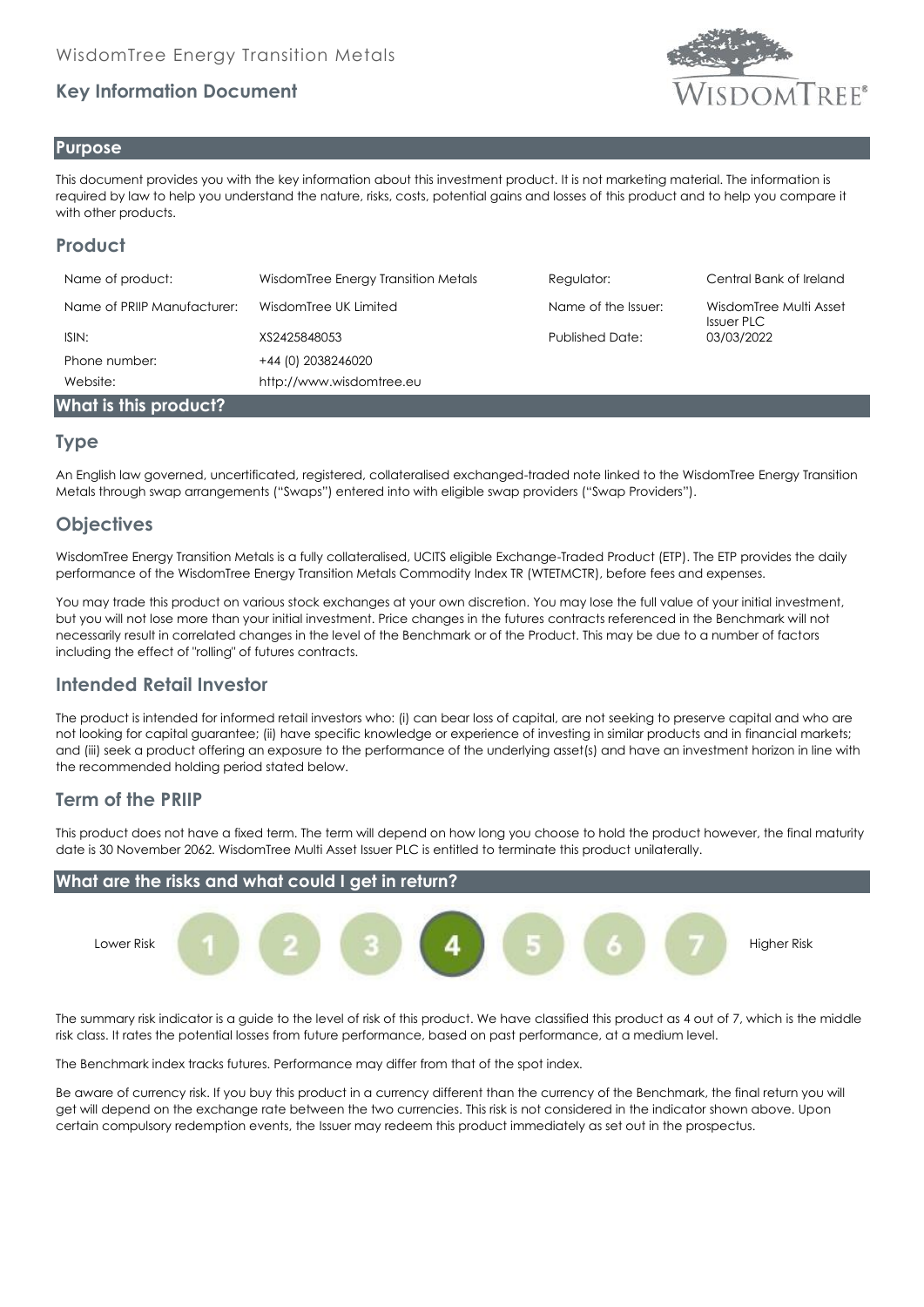WisdomTree Energy Transition Metals

## Key Information Document

## Purpose

This document provides you with the key information about this investment product. It is not marketing material. The information is required by law to help you understand the nature, risks, costs, potential gains and losses of this product and to help you compare it with other products.

## Product

| | | | |
|---|---|---|---|
| Name of product: | WisdomTree Energy Transition Metals | Regulator: | Central Bank of Ireland |
| Name of PRIIP Manufacturer: | WisdomTree UK Limited | Name of the Issuer: | WisdomTree Multi Asset Issuer PLC |
| ISIN: | XS2425848053 | Published Date: | 03/03/2022 |
| Phone number: | +44 (0) 2038246020 | | |
| Website: | http://www.wisdomtree.eu | | |

## What is this product?

### Type

An English law governed, uncertificated, registered, collateralised exchanged-traded note linked to the WisdomTree Energy Transition Metals through swap arrangements ("Swaps") entered into with eligible swap providers ("Swap Providers").

### Objectives

WisdomTree Energy Transition Metals is a fully collateralised, UCITS eligible Exchange-Traded Product (ETP). The ETP provides the daily performance of the WisdomTree Energy Transition Metals Commodity Index TR (WTETMCTR), before fees and expenses.

You may trade this product on various stock exchanges at your own discretion. You may lose the full value of your initial investment, but you will not lose more than your initial investment. Price changes in the futures contracts referenced in the Benchmark will not necessarily result in correlated changes in the level of the Benchmark or of the Product. This may be due to a number of factors including the effect of "rolling" of futures contracts.

### Intended Retail Investor

The product is intended for informed retail investors who: (i) can bear loss of capital, are not seeking to preserve capital and who are not looking for capital guarantee; (ii) have specific knowledge or experience of investing in similar products and in financial markets; and (iii) seek a product offering an exposure to the performance of the underlying asset(s) and have an investment horizon in line with the recommended holding period stated below.

### Term of the PRIIP

This product does not have a fixed term. The term will depend on how long you choose to hold the product however, the final maturity date is 30 November 2062. WisdomTree Multi Asset Issuer PLC is entitled to terminate this product unilaterally.

## What are the risks and what could I get in return?

Lower Risk 1 2 3 **4** 5 6 7 Higher Risk

The summary risk indicator is a guide to the level of risk of this product. We have classified this product as 4 out of 7, which is the middle risk class. It rates the potential losses from future performance, based on past performance, at a medium level.

The Benchmark index tracks futures. Performance may differ from that of the spot index.

Be aware of currency risk. If you buy this product in a currency different than the currency of the Benchmark, the final return you will get will depend on the exchange rate between the two currencies. This risk is not considered in the indicator shown above. Upon certain compulsory redemption events, the Issuer may redeem this product immediately as set out in the prospectus.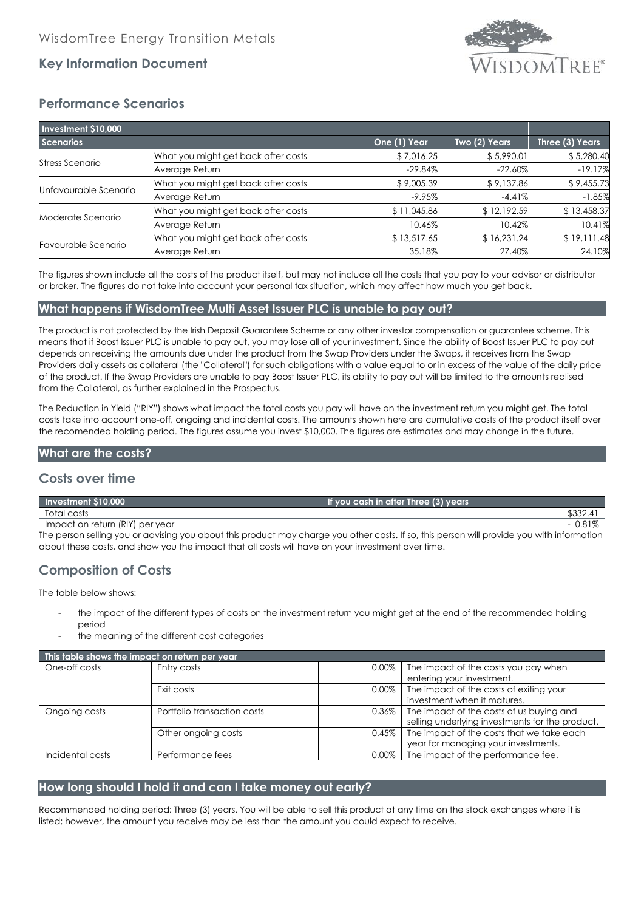# WisdomTree Energy Transition Metals

## Key Information Document

## Performance Scenarios

| Investment $10,000 | | | | |
|---|---|---|---|---|
| **Scenarios** | | **One (1) Year** | **Two (2) Years** | **Three (3) Years** |
| Stress Scenario | What you might get back after costs | $ 7,016.25 | $ 5,990.01 | $ 5,280.40 |
| | Average Return | -29.84% | -22.60% | -19.17% |
| Unfavourable Scenario | What you might get back after costs | $ 9,005.39 | $ 9,137.86 | $ 9,455.73 |
| | Average Return | -9.95% | -4.41% | -1.85% |
| Moderate Scenario | What you might get back after costs | $ 11,045.86 | $ 12,192.59 | $ 13,458.37 |
| | Average Return | 10.46% | 10.42% | 10.41% |
| Favourable Scenario | What you might get back after costs | $ 13,517.65 | $ 16,231.24 | $ 19,111.48 |
| | Average Return | 35.18% | 27.40% | 24.10% |

The figures shown include all the costs of the product itself, but may not include all the costs that you pay to your advisor or distributor or broker. The figures do not take into account your personal tax situation, which may affect how much you get back.

## What happens if WisdomTree Multi Asset Issuer PLC is unable to pay out?

The product is not protected by the Irish Deposit Guarantee Scheme or any other investor compensation or guarantee scheme. This means that if Boost Issuer PLC is unable to pay out, you may lose all of your investment. Since the ability of Boost Issuer PLC to pay out depends on receiving the amounts due under the product from the Swap Providers under the Swaps, it receives from the Swap Providers daily assets as collateral (the "Collateral") for such obligations with a value equal to or in excess of the value of the daily price of the product. If the Swap Providers are unable to pay Boost Issuer PLC, its ability to pay out will be limited to the amounts realised from the Collateral, as further explained in the Prospectus.

The Reduction in Yield ("RIY") shows what impact the total costs you pay will have on the investment return you might get. The total costs take into account one-off, ongoing and incidental costs. The amounts shown here are cumulative costs of the product itself over the recomended holding period. The figures assume you invest $10,000. The figures are estimates and may change in the future.

## What are the costs?

## Costs over time

| Investment $10,000 | If you cash in after Three (3) years |
|---|---|
| Total costs | $332.41 |
| Impact on return (RIY) per year | - 0.81% |

The person selling you or advising you about this product may charge you other costs. If so, this person will provide you with information about these costs, and show you the impact that all costs will have on your investment over time.

## Composition of Costs

The table below shows:

- the impact of the different types of costs on the investment return you might get at the end of the recommended holding period
- the meaning of the different cost categories

| This table shows the impact on return per year | | | |
|---|---|---|---|
| One-off costs | Entry costs | 0.00% | The impact of the costs you pay when entering your investment. |
| | Exit costs | 0.00% | The impact of the costs of exiting your investment when it matures. |
| Ongoing costs | Portfolio transaction costs | 0.36% | The impact of the costs of us buying and selling underlying investments for the product. |
| | Other ongoing costs | 0.45% | The impact of the costs that we take each year for managing your investments. |
| Incidental costs | Performance fees | 0.00% | The impact of the performance fee. |

## How long should I hold it and can I take money out early?

Recommended holding period: Three (3) years. You will be able to sell this product at any time on the stock exchanges where it is listed; however, the amount you receive may be less than the amount you could expect to receive.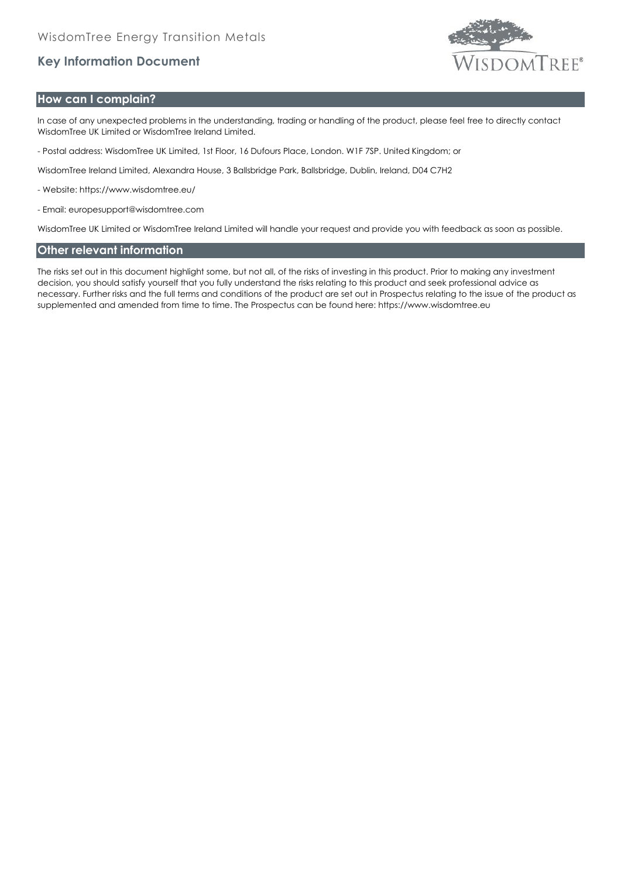## How can I complain?

In case of any unexpected problems in the understanding, trading or handling of the product, please feel free to directly contact WisdomTree UK Limited or WisdomTree Ireland Limited.

- Postal address: WisdomTree UK Limited, 1st Floor, 16 Dufours Place, London. W1F 7SP. United Kingdom; or

WisdomTree Ireland Limited, Alexandra House, 3 Ballsbridge Park, Ballsbridge, Dublin, Ireland, D04 C7H2

- Website: https://www.wisdomtree.eu/

- Email: europesupport@wisdomtree.com

WisdomTree UK Limited or WisdomTree Ireland Limited will handle your request and provide you with feedback as soon as possible.

## Other relevant information

The risks set out in this document highlight some, but not all, of the risks of investing in this product. Prior to making any investment decision, you should satisfy yourself that you fully understand the risks relating to this product and seek professional advice as necessary. Further risks and the full terms and conditions of the product are set out in Prospectus relating to the issue of the product as supplemented and amended from time to time. The Prospectus can be found here: https://www.wisdomtree.eu